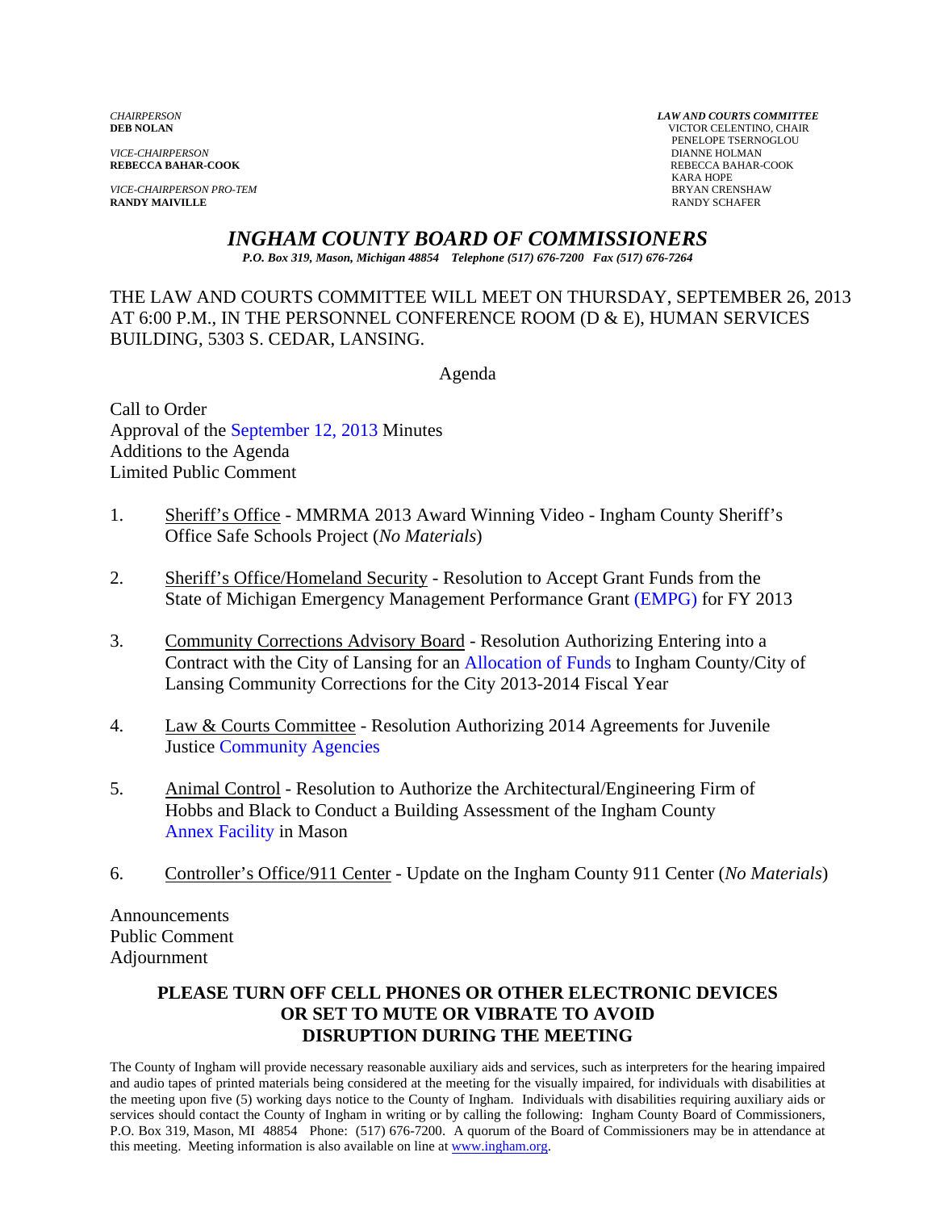*CHAIRPERSON*
**DEB NOLAN**

*VICE-CHAIRPERSON*
**REBECCA BAHAR-COOK**

*VICE-CHAIRPERSON PRO-TEM*
**RANDY MAIVILLE**

***LAW AND COURTS COMMITTEE***
VICTOR CELENTINO, CHAIR
PENELOPE TSERNOGLOU
DIANNE HOLMAN
REBECCA BAHAR-COOK
KARA HOPE
BRYAN CRENSHAW
RANDY SCHAFER

# *INGHAM COUNTY BOARD OF COMMISSIONERS*

***P.O. Box 319, Mason, Michigan 48854 Telephone (517) 676-7200 Fax (517) 676-7264***

THE LAW AND COURTS COMMITTEE WILL MEET ON THURSDAY, SEPTEMBER 26, 2013 AT 6:00 P.M., IN THE PERSONNEL CONFERENCE ROOM (D & E), HUMAN SERVICES BUILDING, 5303 S. CEDAR, LANSING.

Agenda

Call to Order
Approval of the September 12, 2013 Minutes
Additions to the Agenda
Limited Public Comment

1. Sheriff's Office - MMRMA 2013 Award Winning Video - Ingham County Sheriff's Office Safe Schools Project (*No Materials*)

2. Sheriff's Office/Homeland Security - Resolution to Accept Grant Funds from the State of Michigan Emergency Management Performance Grant (EMPG) for FY 2013

3. Community Corrections Advisory Board - Resolution Authorizing Entering into a Contract with the City of Lansing for an Allocation of Funds to Ingham County/City of Lansing Community Corrections for the City 2013-2014 Fiscal Year

4. Law & Courts Committee - Resolution Authorizing 2014 Agreements for Juvenile Justice Community Agencies

5. Animal Control - Resolution to Authorize the Architectural/Engineering Firm of Hobbs and Black to Conduct a Building Assessment of the Ingham County Annex Facility in Mason

6. Controller's Office/911 Center - Update on the Ingham County 911 Center (*No Materials*)

Announcements
Public Comment
Adjournment

**PLEASE TURN OFF CELL PHONES OR OTHER ELECTRONIC DEVICES OR SET TO MUTE OR VIBRATE TO AVOID DISRUPTION DURING THE MEETING**

The County of Ingham will provide necessary reasonable auxiliary aids and services, such as interpreters for the hearing impaired and audio tapes of printed materials being considered at the meeting for the visually impaired, for individuals with disabilities at the meeting upon five (5) working days notice to the County of Ingham. Individuals with disabilities requiring auxiliary aids or services should contact the County of Ingham in writing or by calling the following: Ingham County Board of Commissioners, P.O. Box 319, Mason, MI 48854 Phone: (517) 676-7200. A quorum of the Board of Commissioners may be in attendance at this meeting. Meeting information is also available on line at www.ingham.org.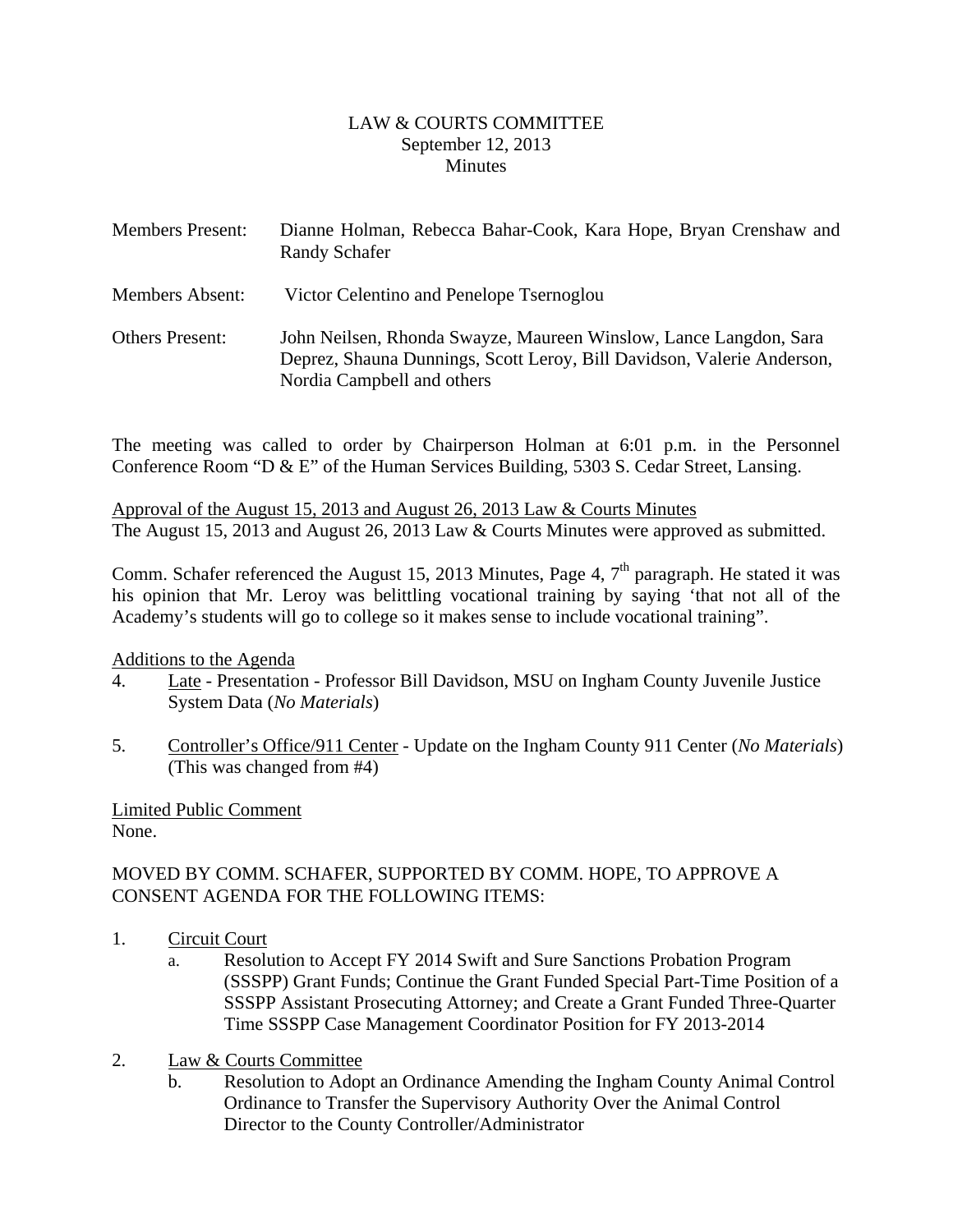LAW & COURTS COMMITTEE
September 12, 2013
Minutes

Members Present: Dianne Holman, Rebecca Bahar-Cook, Kara Hope, Bryan Crenshaw and Randy Schafer

Members Absent: Victor Celentino and Penelope Tsernoglou

Others Present: John Neilsen, Rhonda Swayze, Maureen Winslow, Lance Langdon, Sara Deprez, Shauna Dunnings, Scott Leroy, Bill Davidson, Valerie Anderson, Nordia Campbell and others

The meeting was called to order by Chairperson Holman at 6:01 p.m. in the Personnel Conference Room "D & E" of the Human Services Building, 5303 S. Cedar Street, Lansing.

Approval of the August 15, 2013 and August 26, 2013 Law & Courts Minutes
The August 15, 2013 and August 26, 2013 Law & Courts Minutes were approved as submitted.

Comm. Schafer referenced the August 15, 2013 Minutes, Page 4, 7th paragraph. He stated it was his opinion that Mr. Leroy was belittling vocational training by saying 'that not all of the Academy's students will go to college so it makes sense to include vocational training".

Additions to the Agenda

4. Late - Presentation - Professor Bill Davidson, MSU on Ingham County Juvenile Justice System Data (*No Materials*)

5. Controller's Office/911 Center - Update on the Ingham County 911 Center (*No Materials*) (This was changed from #4)

Limited Public Comment
None.

MOVED BY COMM. SCHAFER, SUPPORTED BY COMM. HOPE, TO APPROVE A CONSENT AGENDA FOR THE FOLLOWING ITEMS:

1. Circuit Court
   a. Resolution to Accept FY 2014 Swift and Sure Sanctions Probation Program (SSSPP) Grant Funds; Continue the Grant Funded Special Part-Time Position of a SSSPP Assistant Prosecuting Attorney; and Create a Grant Funded Three-Quarter Time SSSPP Case Management Coordinator Position for FY 2013-2014

2. Law & Courts Committee
   b. Resolution to Adopt an Ordinance Amending the Ingham County Animal Control Ordinance to Transfer the Supervisory Authority Over the Animal Control Director to the County Controller/Administrator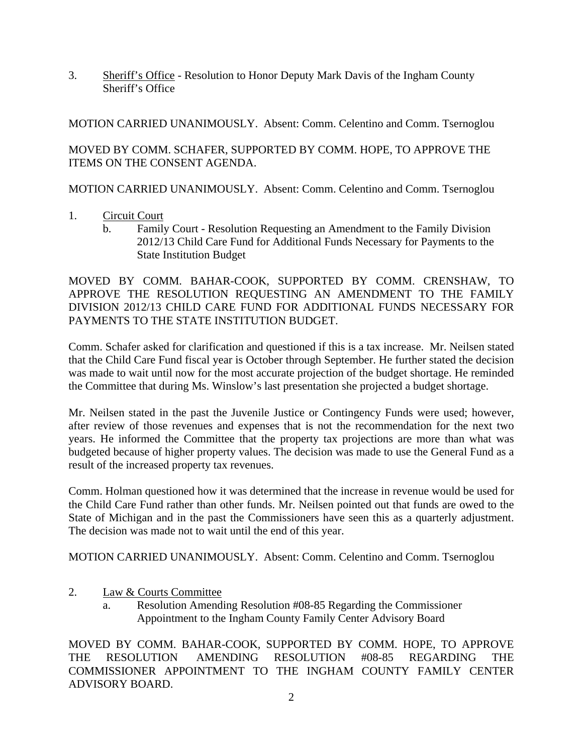3. Sheriff's Office - Resolution to Honor Deputy Mark Davis of the Ingham County Sheriff's Office

MOTION CARRIED UNANIMOUSLY. Absent: Comm. Celentino and Comm. Tsernoglou

MOVED BY COMM. SCHAFER, SUPPORTED BY COMM. HOPE, TO APPROVE THE ITEMS ON THE CONSENT AGENDA.

MOTION CARRIED UNANIMOUSLY. Absent: Comm. Celentino and Comm. Tsernoglou

1. Circuit Court
   b. Family Court - Resolution Requesting an Amendment to the Family Division 2012/13 Child Care Fund for Additional Funds Necessary for Payments to the State Institution Budget

MOVED BY COMM. BAHAR-COOK, SUPPORTED BY COMM. CRENSHAW, TO APPROVE THE RESOLUTION REQUESTING AN AMENDMENT TO THE FAMILY DIVISION 2012/13 CHILD CARE FUND FOR ADDITIONAL FUNDS NECESSARY FOR PAYMENTS TO THE STATE INSTITUTION BUDGET.

Comm. Schafer asked for clarification and questioned if this is a tax increase. Mr. Neilsen stated that the Child Care Fund fiscal year is October through September. He further stated the decision was made to wait until now for the most accurate projection of the budget shortage. He reminded the Committee that during Ms. Winslow's last presentation she projected a budget shortage.

Mr. Neilsen stated in the past the Juvenile Justice or Contingency Funds were used; however, after review of those revenues and expenses that is not the recommendation for the next two years. He informed the Committee that the property tax projections are more than what was budgeted because of higher property values. The decision was made to use the General Fund as a result of the increased property tax revenues.

Comm. Holman questioned how it was determined that the increase in revenue would be used for the Child Care Fund rather than other funds. Mr. Neilsen pointed out that funds are owed to the State of Michigan and in the past the Commissioners have seen this as a quarterly adjustment. The decision was made not to wait until the end of this year.

MOTION CARRIED UNANIMOUSLY. Absent: Comm. Celentino and Comm. Tsernoglou

2. Law & Courts Committee
   a. Resolution Amending Resolution #08-85 Regarding the Commissioner Appointment to the Ingham County Family Center Advisory Board

MOVED BY COMM. BAHAR-COOK, SUPPORTED BY COMM. HOPE, TO APPROVE THE RESOLUTION AMENDING RESOLUTION #08-85 REGARDING THE COMMISSIONER APPOINTMENT TO THE INGHAM COUNTY FAMILY CENTER ADVISORY BOARD.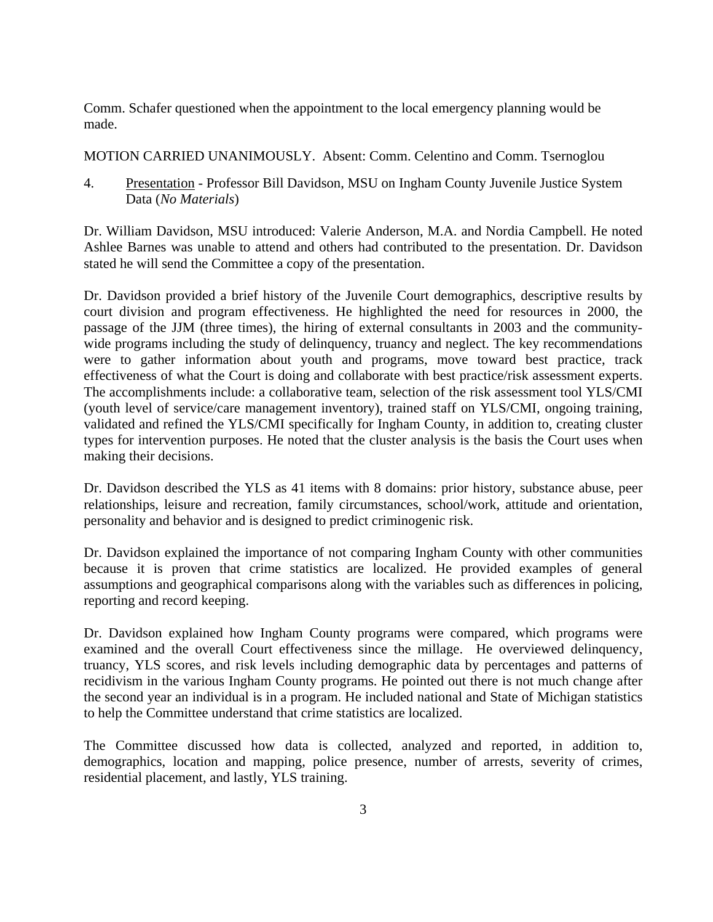Comm. Schafer questioned when the appointment to the local emergency planning would be made.

MOTION CARRIED UNANIMOUSLY. Absent: Comm. Celentino and Comm. Tsernoglou

4. Presentation - Professor Bill Davidson, MSU on Ingham County Juvenile Justice System Data (*No Materials*)

Dr. William Davidson, MSU introduced: Valerie Anderson, M.A. and Nordia Campbell. He noted Ashlee Barnes was unable to attend and others had contributed to the presentation. Dr. Davidson stated he will send the Committee a copy of the presentation.

Dr. Davidson provided a brief history of the Juvenile Court demographics, descriptive results by court division and program effectiveness. He highlighted the need for resources in 2000, the passage of the JJM (three times), the hiring of external consultants in 2003 and the community-wide programs including the study of delinquency, truancy and neglect. The key recommendations were to gather information about youth and programs, move toward best practice, track effectiveness of what the Court is doing and collaborate with best practice/risk assessment experts. The accomplishments include: a collaborative team, selection of the risk assessment tool YLS/CMI (youth level of service/care management inventory), trained staff on YLS/CMI, ongoing training, validated and refined the YLS/CMI specifically for Ingham County, in addition to, creating cluster types for intervention purposes. He noted that the cluster analysis is the basis the Court uses when making their decisions.

Dr. Davidson described the YLS as 41 items with 8 domains: prior history, substance abuse, peer relationships, leisure and recreation, family circumstances, school/work, attitude and orientation, personality and behavior and is designed to predict criminogenic risk.

Dr. Davidson explained the importance of not comparing Ingham County with other communities because it is proven that crime statistics are localized. He provided examples of general assumptions and geographical comparisons along with the variables such as differences in policing, reporting and record keeping.

Dr. Davidson explained how Ingham County programs were compared, which programs were examined and the overall Court effectiveness since the millage. He overviewed delinquency, truancy, YLS scores, and risk levels including demographic data by percentages and patterns of recidivism in the various Ingham County programs. He pointed out there is not much change after the second year an individual is in a program. He included national and State of Michigan statistics to help the Committee understand that crime statistics are localized.

The Committee discussed how data is collected, analyzed and reported, in addition to, demographics, location and mapping, police presence, number of arrests, severity of crimes, residential placement, and lastly, YLS training.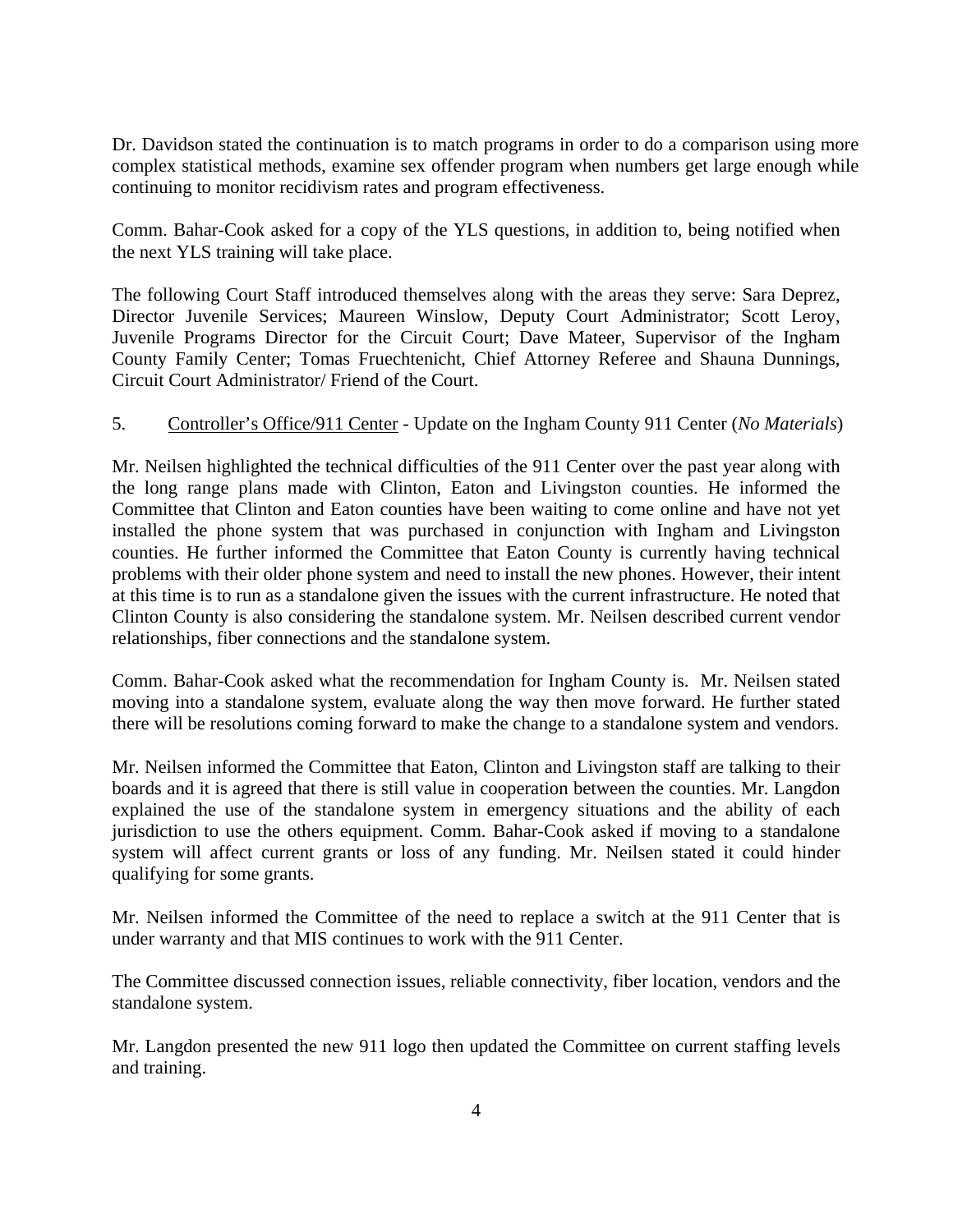Dr. Davidson stated the continuation is to match programs in order to do a comparison using more complex statistical methods, examine sex offender program when numbers get large enough while continuing to monitor recidivism rates and program effectiveness.

Comm. Bahar-Cook asked for a copy of the YLS questions, in addition to, being notified when the next YLS training will take place.

The following Court Staff introduced themselves along with the areas they serve: Sara Deprez, Director Juvenile Services; Maureen Winslow, Deputy Court Administrator; Scott Leroy, Juvenile Programs Director for the Circuit Court; Dave Mateer, Supervisor of the Ingham County Family Center; Tomas Fruechtenicht, Chief Attorney Referee and Shauna Dunnings, Circuit Court Administrator/ Friend of the Court.

5. Controller's Office/911 Center - Update on the Ingham County 911 Center (*No Materials*)

Mr. Neilsen highlighted the technical difficulties of the 911 Center over the past year along with the long range plans made with Clinton, Eaton and Livingston counties. He informed the Committee that Clinton and Eaton counties have been waiting to come online and have not yet installed the phone system that was purchased in conjunction with Ingham and Livingston counties. He further informed the Committee that Eaton County is currently having technical problems with their older phone system and need to install the new phones. However, their intent at this time is to run as a standalone given the issues with the current infrastructure. He noted that Clinton County is also considering the standalone system. Mr. Neilsen described current vendor relationships, fiber connections and the standalone system.

Comm. Bahar-Cook asked what the recommendation for Ingham County is. Mr. Neilsen stated moving into a standalone system, evaluate along the way then move forward. He further stated there will be resolutions coming forward to make the change to a standalone system and vendors.

Mr. Neilsen informed the Committee that Eaton, Clinton and Livingston staff are talking to their boards and it is agreed that there is still value in cooperation between the counties. Mr. Langdon explained the use of the standalone system in emergency situations and the ability of each jurisdiction to use the others equipment. Comm. Bahar-Cook asked if moving to a standalone system will affect current grants or loss of any funding. Mr. Neilsen stated it could hinder qualifying for some grants.

Mr. Neilsen informed the Committee of the need to replace a switch at the 911 Center that is under warranty and that MIS continues to work with the 911 Center.

The Committee discussed connection issues, reliable connectivity, fiber location, vendors and the standalone system.

Mr. Langdon presented the new 911 logo then updated the Committee on current staffing levels and training.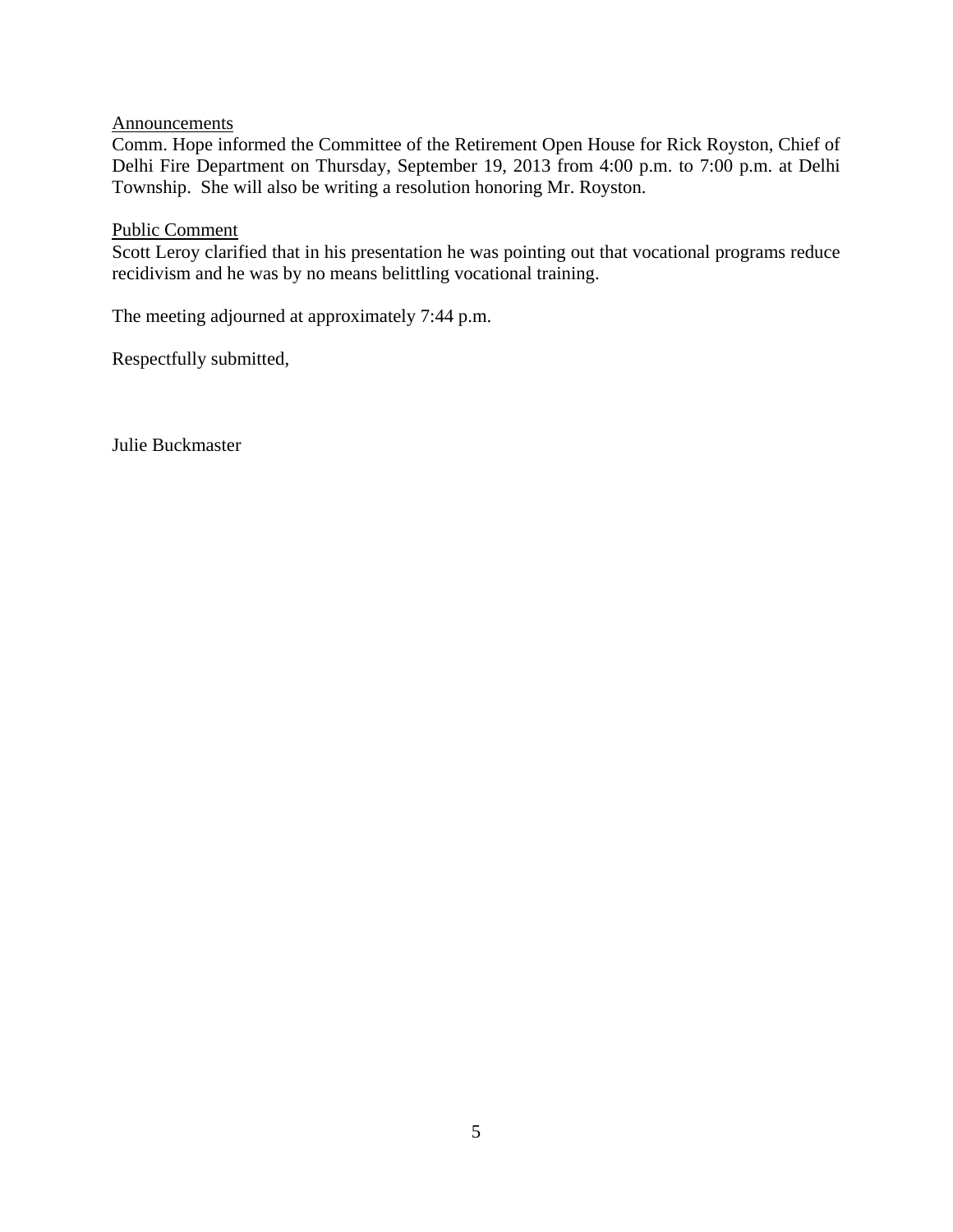<u>Announcements</u>

Comm. Hope informed the Committee of the Retirement Open House for Rick Royston, Chief of Delhi Fire Department on Thursday, September 19, 2013 from 4:00 p.m. to 7:00 p.m. at Delhi Township. She will also be writing a resolution honoring Mr. Royston.

<u>Public Comment</u>

Scott Leroy clarified that in his presentation he was pointing out that vocational programs reduce recidivism and he was by no means belittling vocational training.

The meeting adjourned at approximately 7:44 p.m.

Respectfully submitted,

Julie Buckmaster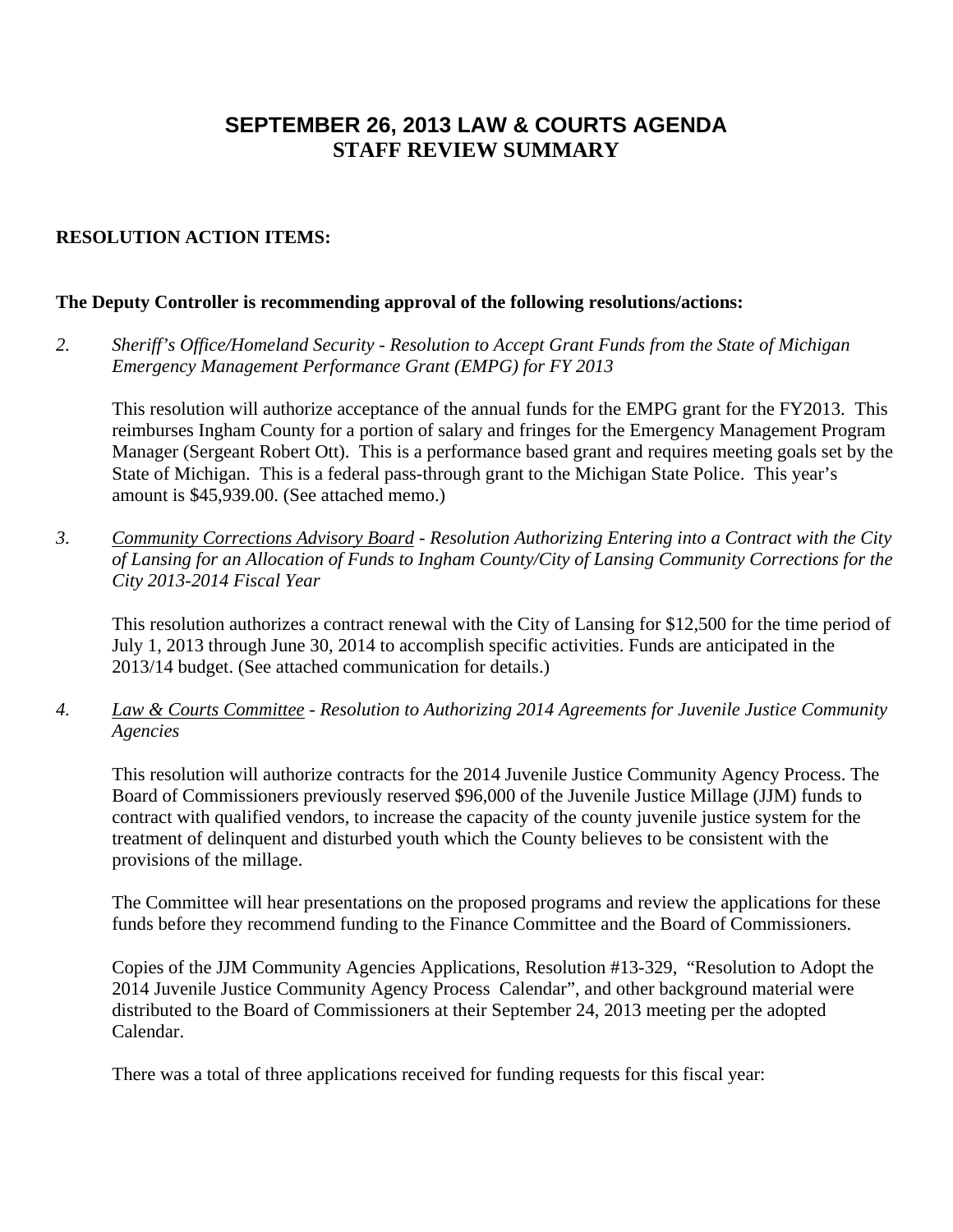# SEPTEMBER 26, 2013 LAW & COURTS AGENDA
## STAFF REVIEW SUMMARY

**RESOLUTION ACTION ITEMS:**

**The Deputy Controller is recommending approval of the following resolutions/actions:**

2. *Sheriff's Office/Homeland Security - Resolution to Accept Grant Funds from the State of Michigan Emergency Management Performance Grant (EMPG) for FY 2013*

   This resolution will authorize acceptance of the annual funds for the EMPG grant for the FY2013. This reimburses Ingham County for a portion of salary and fringes for the Emergency Management Program Manager (Sergeant Robert Ott). This is a performance based grant and requires meeting goals set by the State of Michigan. This is a federal pass-through grant to the Michigan State Police. This year's amount is $45,939.00. (See attached memo.)

3. *Community Corrections Advisory Board - Resolution Authorizing Entering into a Contract with the City of Lansing for an Allocation of Funds to Ingham County/City of Lansing Community Corrections for the City 2013-2014 Fiscal Year*

   This resolution authorizes a contract renewal with the City of Lansing for $12,500 for the time period of July 1, 2013 through June 30, 2014 to accomplish specific activities. Funds are anticipated in the 2013/14 budget. (See attached communication for details.)

4. *Law & Courts Committee - Resolution to Authorizing 2014 Agreements for Juvenile Justice Community Agencies*

   This resolution will authorize contracts for the 2014 Juvenile Justice Community Agency Process. The Board of Commissioners previously reserved $96,000 of the Juvenile Justice Millage (JJM) funds to contract with qualified vendors, to increase the capacity of the county juvenile justice system for the treatment of delinquent and disturbed youth which the County believes to be consistent with the provisions of the millage.

   The Committee will hear presentations on the proposed programs and review the applications for these funds before they recommend funding to the Finance Committee and the Board of Commissioners.

   Copies of the JJM Community Agencies Applications, Resolution #13-329, "Resolution to Adopt the 2014 Juvenile Justice Community Agency Process Calendar", and other background material were distributed to the Board of Commissioners at their September 24, 2013 meeting per the adopted Calendar.

   There was a total of three applications received for funding requests for this fiscal year: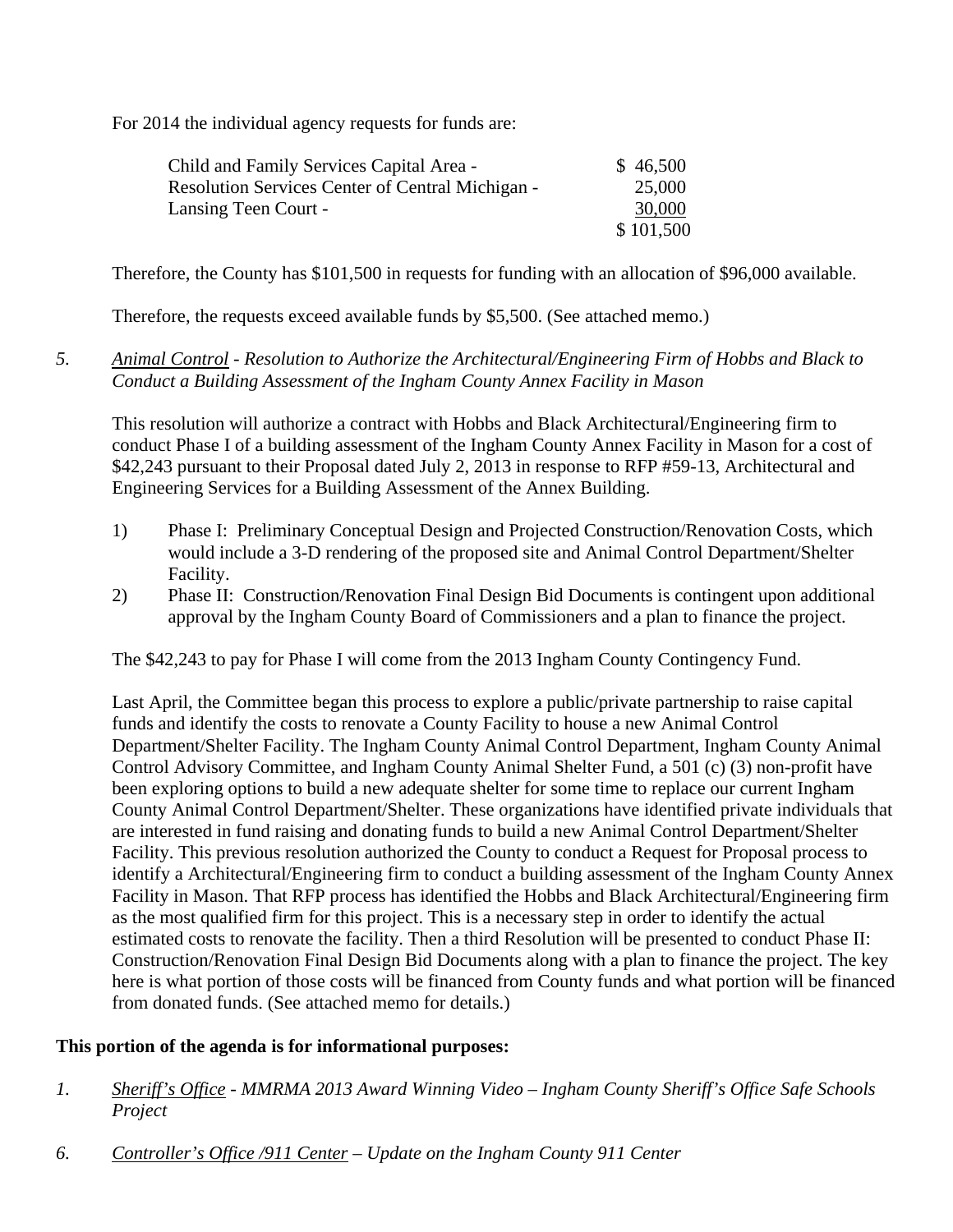For 2014 the individual agency requests for funds are:

| | |
|---|---|
| Child and Family Services Capital Area - | $ 46,500 |
| Resolution Services Center of Central Michigan - | 25,000 |
| Lansing Teen Court - | 30,000 |
| | $ 101,500 |

Therefore, the County has $101,500 in requests for funding with an allocation of $96,000 available.

Therefore, the requests exceed available funds by $5,500. (See attached memo.)

5. *Animal Control - Resolution to Authorize the Architectural/Engineering Firm of Hobbs and Black to Conduct a Building Assessment of the Ingham County Annex Facility in Mason*

This resolution will authorize a contract with Hobbs and Black Architectural/Engineering firm to conduct Phase I of a building assessment of the Ingham County Annex Facility in Mason for a cost of $42,243 pursuant to their Proposal dated July 2, 2013 in response to RFP #59-13, Architectural and Engineering Services for a Building Assessment of the Annex Building.

1) Phase I: Preliminary Conceptual Design and Projected Construction/Renovation Costs, which would include a 3-D rendering of the proposed site and Animal Control Department/Shelter Facility.
2) Phase II: Construction/Renovation Final Design Bid Documents is contingent upon additional approval by the Ingham County Board of Commissioners and a plan to finance the project.

The $42,243 to pay for Phase I will come from the 2013 Ingham County Contingency Fund.

Last April, the Committee began this process to explore a public/private partnership to raise capital funds and identify the costs to renovate a County Facility to house a new Animal Control Department/Shelter Facility. The Ingham County Animal Control Department, Ingham County Animal Control Advisory Committee, and Ingham County Animal Shelter Fund, a 501 (c) (3) non-profit have been exploring options to build a new adequate shelter for some time to replace our current Ingham County Animal Control Department/Shelter. These organizations have identified private individuals that are interested in fund raising and donating funds to build a new Animal Control Department/Shelter Facility. This previous resolution authorized the County to conduct a Request for Proposal process to identify a Architectural/Engineering firm to conduct a building assessment of the Ingham County Annex Facility in Mason. That RFP process has identified the Hobbs and Black Architectural/Engineering firm as the most qualified firm for this project. This is a necessary step in order to identify the actual estimated costs to renovate the facility. Then a third Resolution will be presented to conduct Phase II: Construction/Renovation Final Design Bid Documents along with a plan to finance the project. The key here is what portion of those costs will be financed from County funds and what portion will be financed from donated funds. (See attached memo for details.)

**This portion of the agenda is for informational purposes:**

1. *Sheriff's Office - MMRMA 2013 Award Winning Video – Ingham County Sheriff's Office Safe Schools Project*

6. *Controller's Office /911 Center – Update on the Ingham County 911 Center*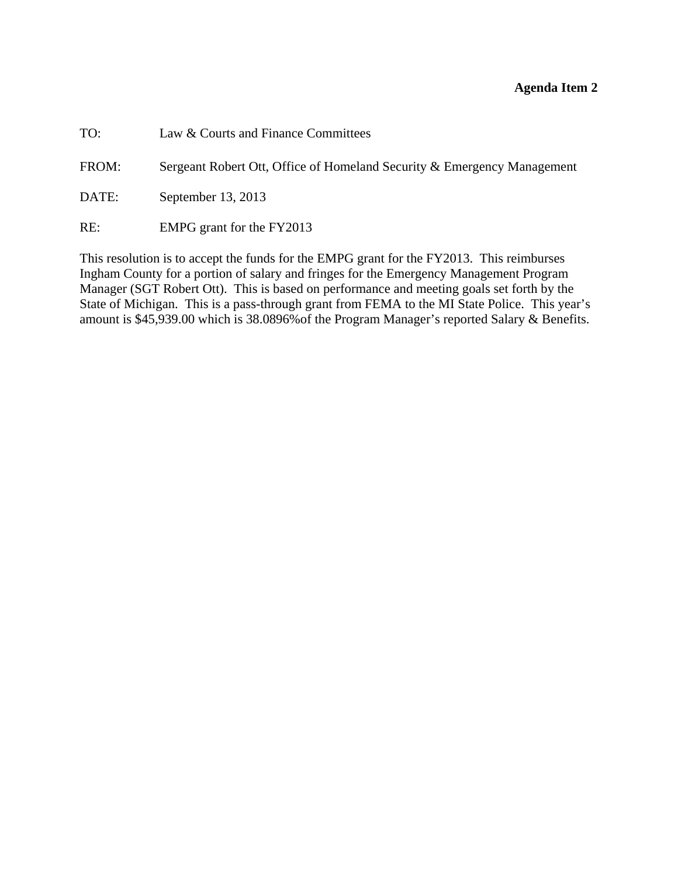**Agenda Item 2**

TO: Law & Courts and Finance Committees

FROM: Sergeant Robert Ott, Office of Homeland Security & Emergency Management

DATE: September 13, 2013

RE: EMPG grant for the FY2013

This resolution is to accept the funds for the EMPG grant for the FY2013. This reimburses Ingham County for a portion of salary and fringes for the Emergency Management Program Manager (SGT Robert Ott). This is based on performance and meeting goals set forth by the State of Michigan. This is a pass-through grant from FEMA to the MI State Police. This year's amount is $45,939.00 which is 38.0896%of the Program Manager's reported Salary & Benefits.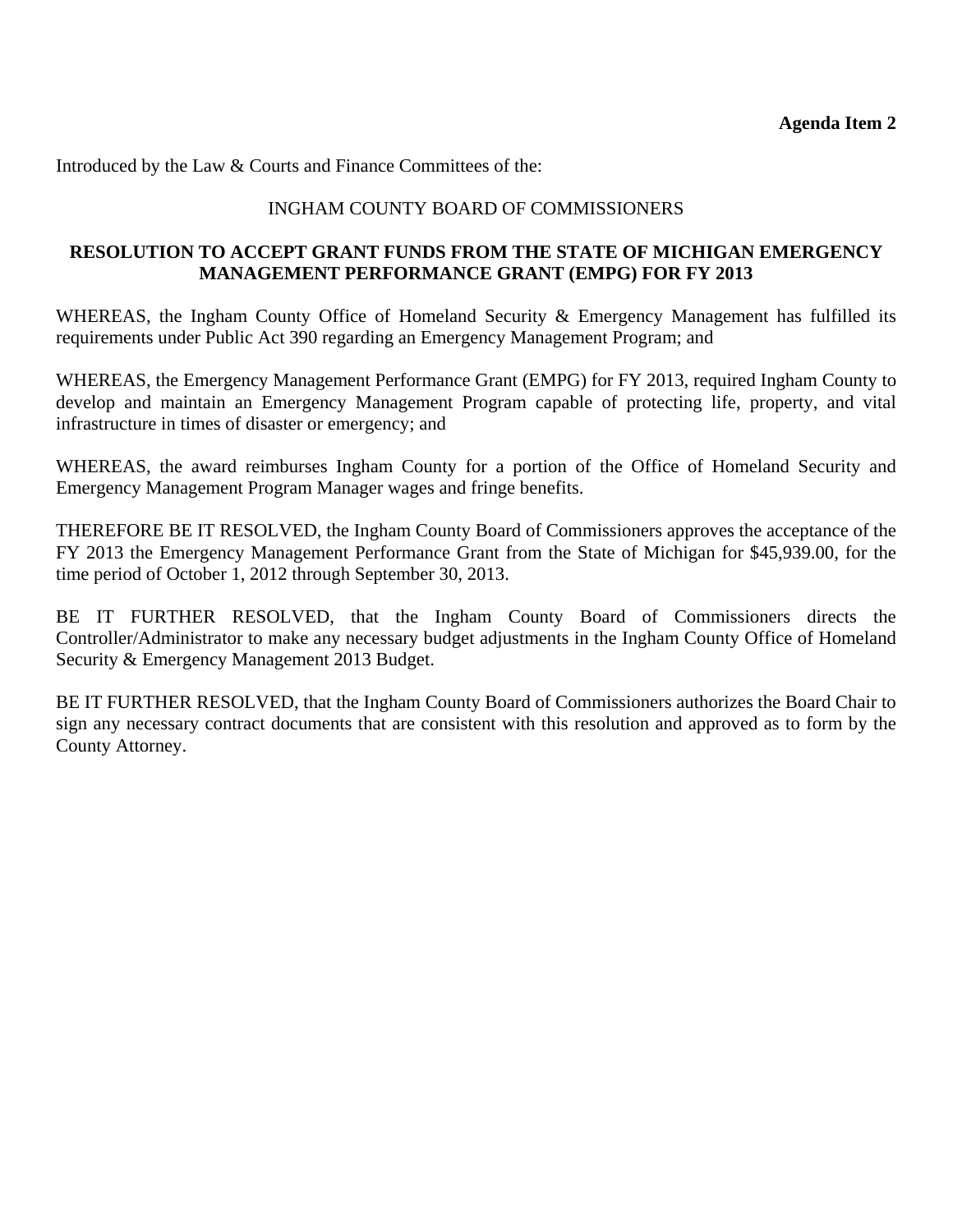**Agenda Item 2**

Introduced by the Law & Courts and Finance Committees of the:

INGHAM COUNTY BOARD OF COMMISSIONERS

**RESOLUTION TO ACCEPT GRANT FUNDS FROM THE STATE OF MICHIGAN EMERGENCY MANAGEMENT PERFORMANCE GRANT (EMPG) FOR FY 2013**

WHEREAS, the Ingham County Office of Homeland Security & Emergency Management has fulfilled its requirements under Public Act 390 regarding an Emergency Management Program; and

WHEREAS, the Emergency Management Performance Grant (EMPG) for FY 2013, required Ingham County to develop and maintain an Emergency Management Program capable of protecting life, property, and vital infrastructure in times of disaster or emergency; and

WHEREAS, the award reimburses Ingham County for a portion of the Office of Homeland Security and Emergency Management Program Manager wages and fringe benefits.

THEREFORE BE IT RESOLVED, the Ingham County Board of Commissioners approves the acceptance of the FY 2013 the Emergency Management Performance Grant from the State of Michigan for $45,939.00, for the time period of October 1, 2012 through September 30, 2013.

BE IT FURTHER RESOLVED, that the Ingham County Board of Commissioners directs the Controller/Administrator to make any necessary budget adjustments in the Ingham County Office of Homeland Security & Emergency Management 2013 Budget.

BE IT FURTHER RESOLVED, that the Ingham County Board of Commissioners authorizes the Board Chair to sign any necessary contract documents that are consistent with this resolution and approved as to form by the County Attorney.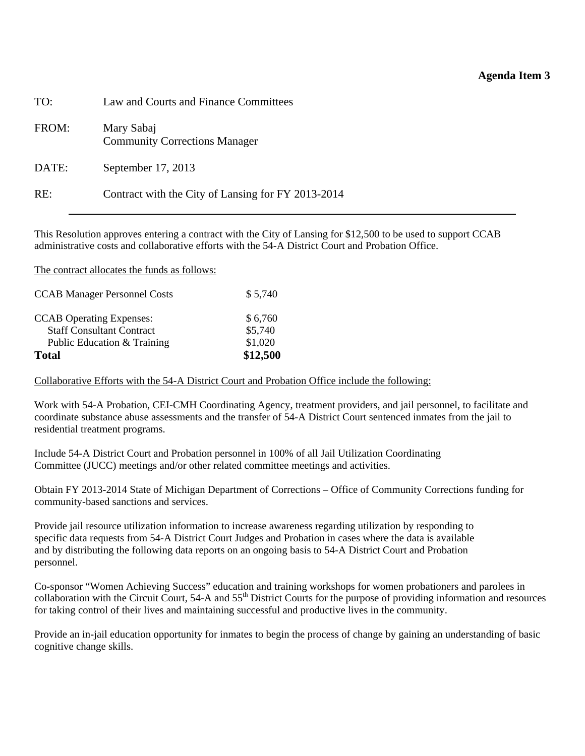**Agenda Item 3**

| | |
|---|---|
| TO: | Law and Courts and Finance Committees |
| FROM: | Mary Sabaj<br>Community Corrections Manager |
| DATE: | September 17, 2013 |
| RE: | Contract with the City of Lansing for FY 2013-2014 |

---

This Resolution approves entering a contract with the City of Lansing for $12,500 to be used to support CCAB administrative costs and collaborative efforts with the 54-A District Court and Probation Office.

The contract allocates the funds as follows:

| | |
|---|---|
| CCAB Manager Personnel Costs | $ 5,740 |
| CCAB Operating Expenses: | $ 6,760 |
| Staff Consultant Contract | $5,740 |
| Public Education & Training | $1,020 |
| **Total** | **$12,500** |

Collaborative Efforts with the 54-A District Court and Probation Office include the following:

Work with 54-A Probation, CEI-CMH Coordinating Agency, treatment providers, and jail personnel, to facilitate and coordinate substance abuse assessments and the transfer of 54-A District Court sentenced inmates from the jail to residential treatment programs.

Include 54-A District Court and Probation personnel in 100% of all Jail Utilization Coordinating Committee (JUCC) meetings and/or other related committee meetings and activities.

Obtain FY 2013-2014 State of Michigan Department of Corrections – Office of Community Corrections funding for community-based sanctions and services.

Provide jail resource utilization information to increase awareness regarding utilization by responding to specific data requests from 54-A District Court Judges and Probation in cases where the data is available and by distributing the following data reports on an ongoing basis to 54-A District Court and Probation personnel.

Co-sponsor "Women Achieving Success" education and training workshops for women probationers and parolees in collaboration with the Circuit Court, 54-A and 55th District Courts for the purpose of providing information and resources for taking control of their lives and maintaining successful and productive lives in the community.

Provide an in-jail education opportunity for inmates to begin the process of change by gaining an understanding of basic cognitive change skills.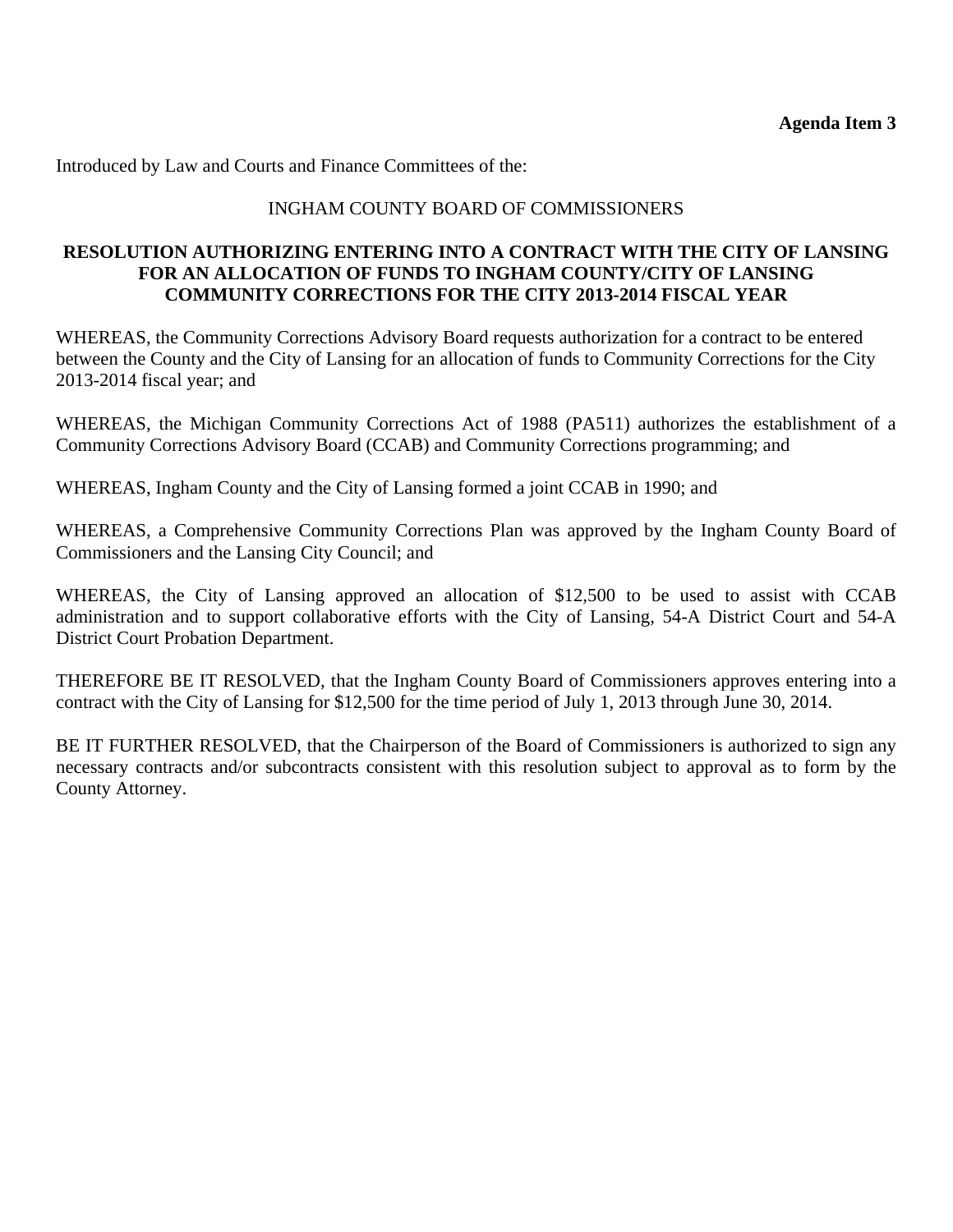**Agenda Item 3**

Introduced by Law and Courts and Finance Committees of the:

INGHAM COUNTY BOARD OF COMMISSIONERS

**RESOLUTION AUTHORIZING ENTERING INTO A CONTRACT WITH THE CITY OF LANSING FOR AN ALLOCATION OF FUNDS TO INGHAM COUNTY/CITY OF LANSING COMMUNITY CORRECTIONS FOR THE CITY 2013-2014 FISCAL YEAR**

WHEREAS, the Community Corrections Advisory Board requests authorization for a contract to be entered between the County and the City of Lansing for an allocation of funds to Community Corrections for the City 2013-2014 fiscal year; and

WHEREAS, the Michigan Community Corrections Act of 1988 (PA511) authorizes the establishment of a Community Corrections Advisory Board (CCAB) and Community Corrections programming; and

WHEREAS, Ingham County and the City of Lansing formed a joint CCAB in 1990; and

WHEREAS, a Comprehensive Community Corrections Plan was approved by the Ingham County Board of Commissioners and the Lansing City Council; and

WHEREAS, the City of Lansing approved an allocation of $12,500 to be used to assist with CCAB administration and to support collaborative efforts with the City of Lansing, 54-A District Court and 54-A District Court Probation Department.

THEREFORE BE IT RESOLVED, that the Ingham County Board of Commissioners approves entering into a contract with the City of Lansing for $12,500 for the time period of July 1, 2013 through June 30, 2014.

BE IT FURTHER RESOLVED, that the Chairperson of the Board of Commissioners is authorized to sign any necessary contracts and/or subcontracts consistent with this resolution subject to approval as to form by the County Attorney.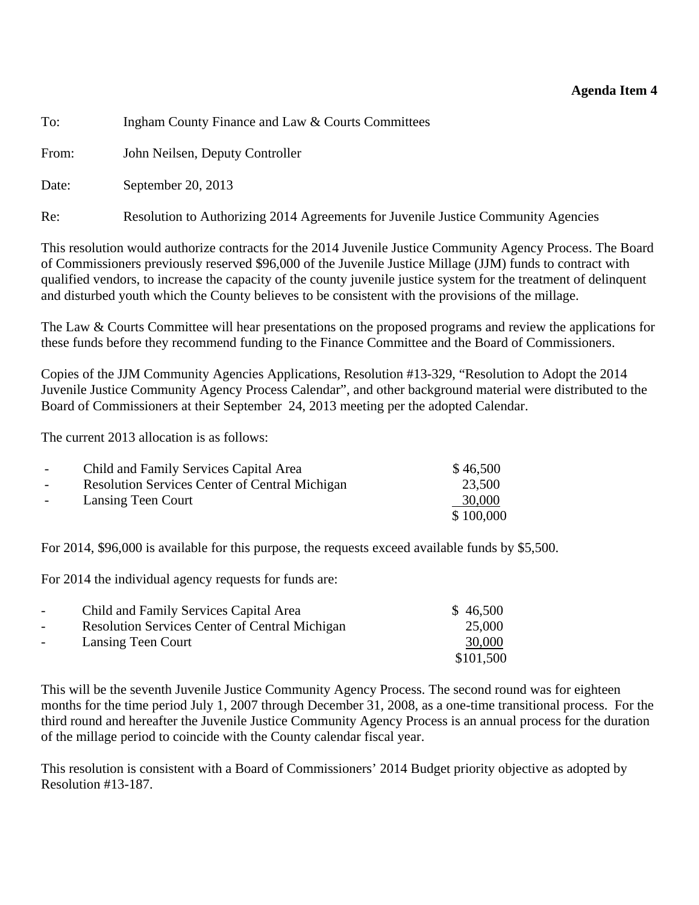**Agenda Item 4**

To: Ingham County Finance and Law & Courts Committees

From: John Neilsen, Deputy Controller

Date: September 20, 2013

Re: Resolution to Authorizing 2014 Agreements for Juvenile Justice Community Agencies

This resolution would authorize contracts for the 2014 Juvenile Justice Community Agency Process. The Board of Commissioners previously reserved $96,000 of the Juvenile Justice Millage (JJM) funds to contract with qualified vendors, to increase the capacity of the county juvenile justice system for the treatment of delinquent and disturbed youth which the County believes to be consistent with the provisions of the millage.

The Law & Courts Committee will hear presentations on the proposed programs and review the applications for these funds before they recommend funding to the Finance Committee and the Board of Commissioners.

Copies of the JJM Community Agencies Applications, Resolution #13-329, "Resolution to Adopt the 2014 Juvenile Justice Community Agency Process Calendar", and other background material were distributed to the Board of Commissioners at their September 24, 2013 meeting per the adopted Calendar.

The current 2013 allocation is as follows:

| | Agency | Amount |
|---|---|---|
| - | Child and Family Services Capital Area | $ 46,500 |
| - | Resolution Services Center of Central Michigan | 23,500 |
| - | Lansing Teen Court | 30,000 |
| | | $ 100,000 |

For 2014, $96,000 is available for this purpose, the requests exceed available funds by $5,500.

For 2014 the individual agency requests for funds are:

| | Agency | Amount |
|---|---|---|
| - | Child and Family Services Capital Area | $ 46,500 |
| - | Resolution Services Center of Central Michigan | 25,000 |
| - | Lansing Teen Court | 30,000 |
| | | $101,500 |

This will be the seventh Juvenile Justice Community Agency Process. The second round was for eighteen months for the time period July 1, 2007 through December 31, 2008, as a one-time transitional process. For the third round and hereafter the Juvenile Justice Community Agency Process is an annual process for the duration of the millage period to coincide with the County calendar fiscal year.

This resolution is consistent with a Board of Commissioners' 2014 Budget priority objective as adopted by Resolution #13-187.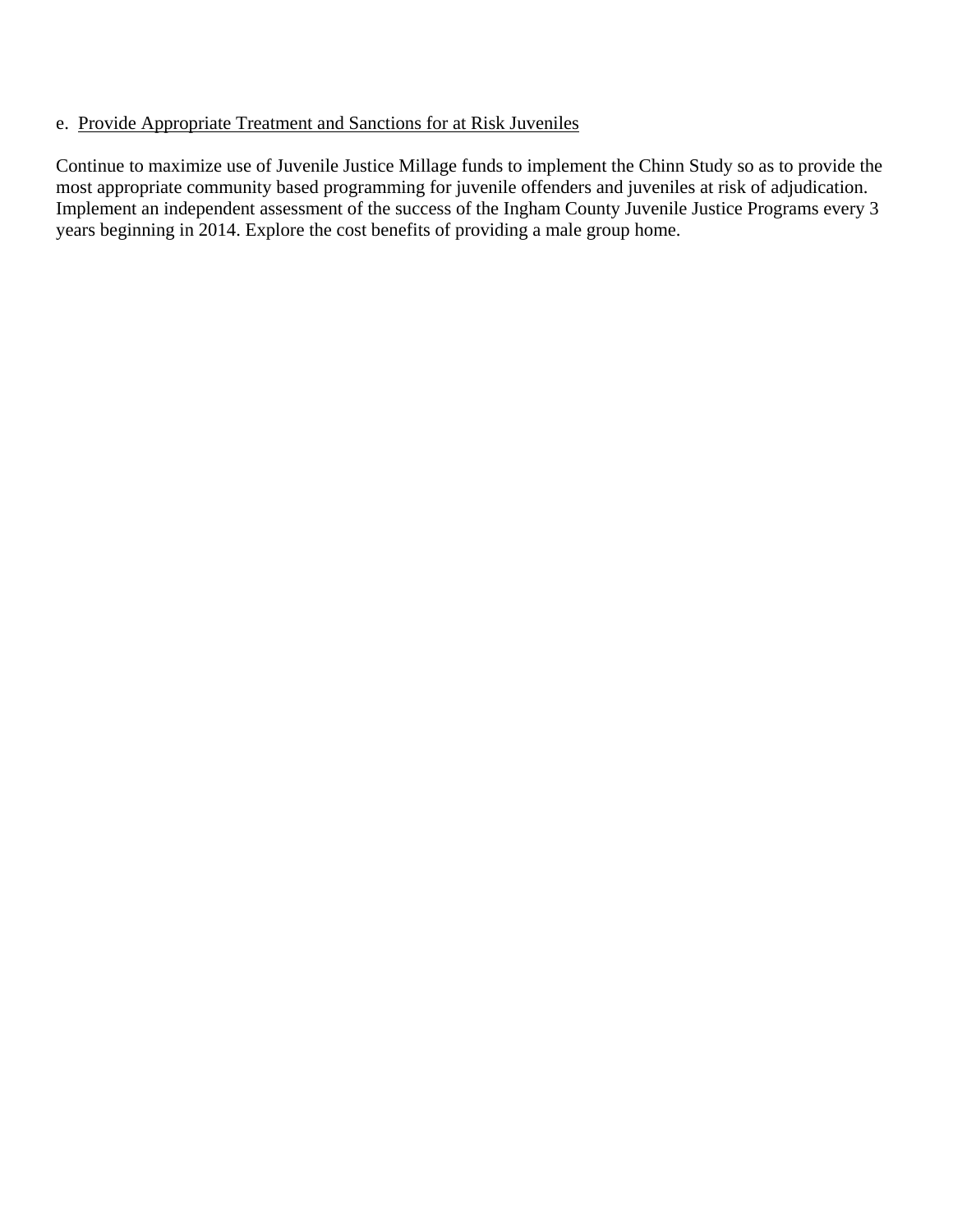e. Provide Appropriate Treatment and Sanctions for at Risk Juveniles

Continue to maximize use of Juvenile Justice Millage funds to implement the Chinn Study so as to provide the most appropriate community based programming for juvenile offenders and juveniles at risk of adjudication. Implement an independent assessment of the success of the Ingham County Juvenile Justice Programs every 3 years beginning in 2014. Explore the cost benefits of providing a male group home.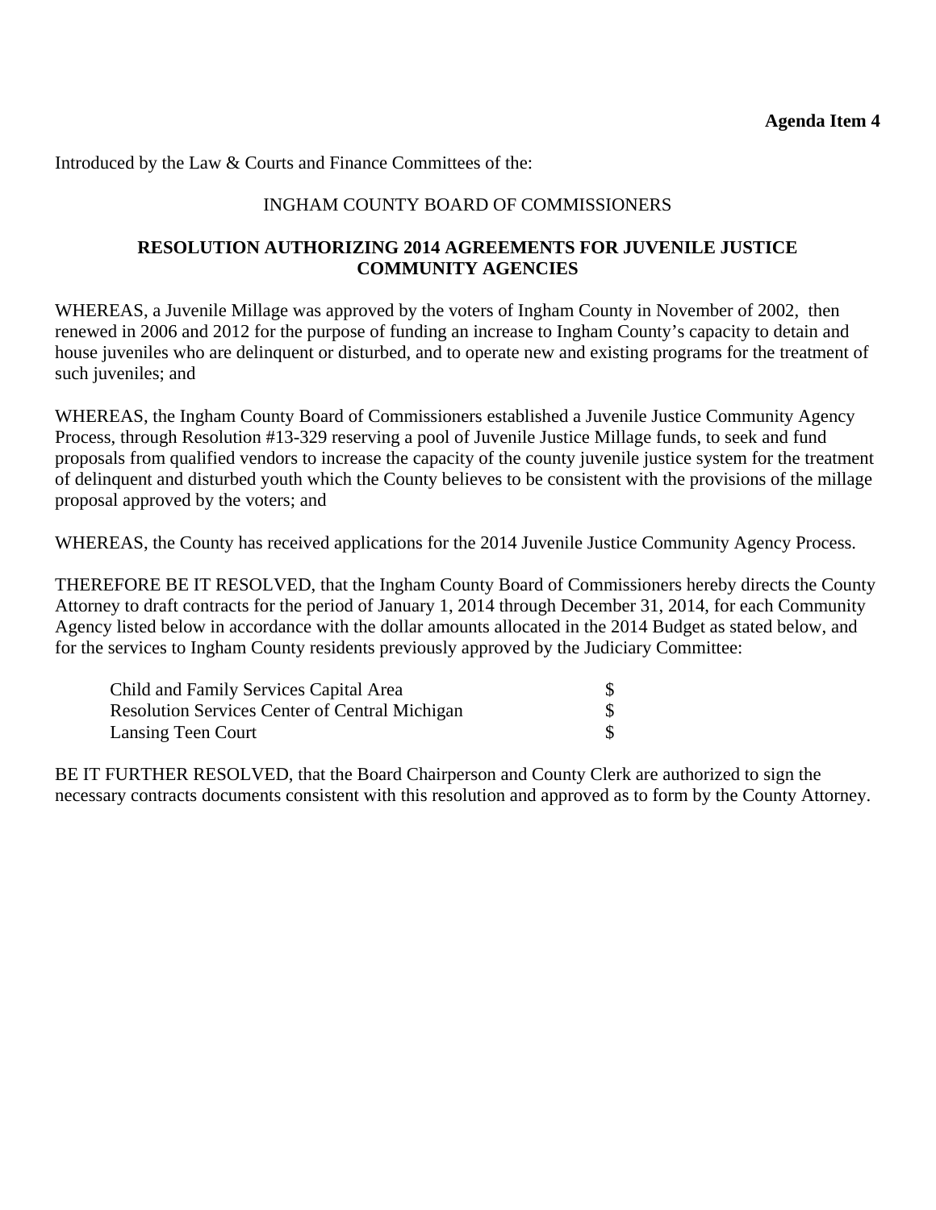**Agenda Item 4**

Introduced by the Law & Courts and Finance Committees of the:

INGHAM COUNTY BOARD OF COMMISSIONERS

**RESOLUTION AUTHORIZING 2014 AGREEMENTS FOR JUVENILE JUSTICE COMMUNITY AGENCIES**

WHEREAS, a Juvenile Millage was approved by the voters of Ingham County in November of 2002, then renewed in 2006 and 2012 for the purpose of funding an increase to Ingham County's capacity to detain and house juveniles who are delinquent or disturbed, and to operate new and existing programs for the treatment of such juveniles; and

WHEREAS, the Ingham County Board of Commissioners established a Juvenile Justice Community Agency Process, through Resolution #13-329 reserving a pool of Juvenile Justice Millage funds, to seek and fund proposals from qualified vendors to increase the capacity of the county juvenile justice system for the treatment of delinquent and disturbed youth which the County believes to be consistent with the provisions of the millage proposal approved by the voters; and

WHEREAS, the County has received applications for the 2014 Juvenile Justice Community Agency Process.

THEREFORE BE IT RESOLVED, that the Ingham County Board of Commissioners hereby directs the County Attorney to draft contracts for the period of January 1, 2014 through December 31, 2014, for each Community Agency listed below in accordance with the dollar amounts allocated in the 2014 Budget as stated below, and for the services to Ingham County residents previously approved by the Judiciary Committee:

| | |
|---|---|
| Child and Family Services Capital Area | $ |
| Resolution Services Center of Central Michigan | $ |
| Lansing Teen Court | $ |

BE IT FURTHER RESOLVED, that the Board Chairperson and County Clerk are authorized to sign the necessary contracts documents consistent with this resolution and approved as to form by the County Attorney.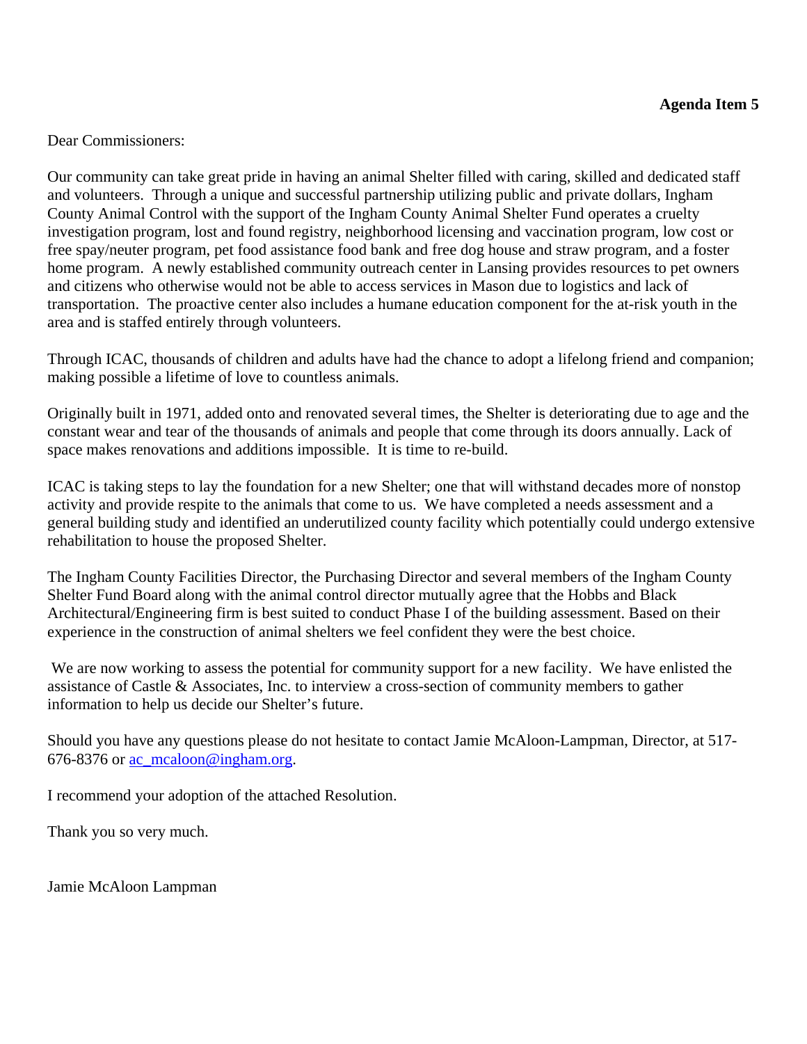**Agenda Item 5**

Dear Commissioners:

Our community can take great pride in having an animal Shelter filled with caring, skilled and dedicated staff and volunteers. Through a unique and successful partnership utilizing public and private dollars, Ingham County Animal Control with the support of the Ingham County Animal Shelter Fund operates a cruelty investigation program, lost and found registry, neighborhood licensing and vaccination program, low cost or free spay/neuter program, pet food assistance food bank and free dog house and straw program, and a foster home program. A newly established community outreach center in Lansing provides resources to pet owners and citizens who otherwise would not be able to access services in Mason due to logistics and lack of transportation. The proactive center also includes a humane education component for the at-risk youth in the area and is staffed entirely through volunteers.

Through ICAC, thousands of children and adults have had the chance to adopt a lifelong friend and companion; making possible a lifetime of love to countless animals.

Originally built in 1971, added onto and renovated several times, the Shelter is deteriorating due to age and the constant wear and tear of the thousands of animals and people that come through its doors annually. Lack of space makes renovations and additions impossible. It is time to re-build.

ICAC is taking steps to lay the foundation for a new Shelter; one that will withstand decades more of nonstop activity and provide respite to the animals that come to us. We have completed a needs assessment and a general building study and identified an underutilized county facility which potentially could undergo extensive rehabilitation to house the proposed Shelter.

The Ingham County Facilities Director, the Purchasing Director and several members of the Ingham County Shelter Fund Board along with the animal control director mutually agree that the Hobbs and Black Architectural/Engineering firm is best suited to conduct Phase I of the building assessment. Based on their experience in the construction of animal shelters we feel confident they were the best choice.

We are now working to assess the potential for community support for a new facility. We have enlisted the assistance of Castle & Associates, Inc. to interview a cross-section of community members to gather information to help us decide our Shelter's future.

Should you have any questions please do not hesitate to contact Jamie McAloon-Lampman, Director, at 517-676-8376 or ac_mcaloon@ingham.org.

I recommend your adoption of the attached Resolution.

Thank you so very much.

Jamie McAloon Lampman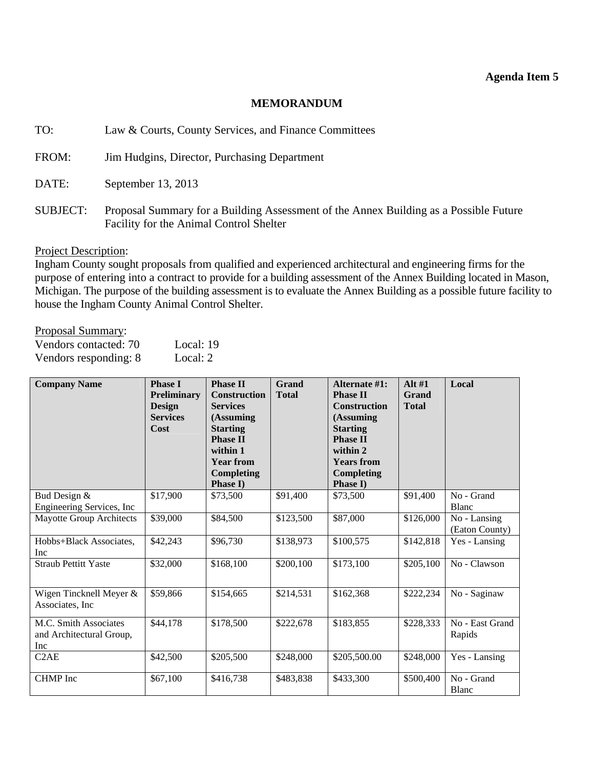**Agenda Item 5**

# MEMORANDUM

TO: Law & Courts, County Services, and Finance Committees

FROM: Jim Hudgins, Director, Purchasing Department

DATE: September 13, 2013

SUBJECT: Proposal Summary for a Building Assessment of the Annex Building as a Possible Future Facility for the Animal Control Shelter

Project Description:
Ingham County sought proposals from qualified and experienced architectural and engineering firms for the purpose of entering into a contract to provide for a building assessment of the Annex Building located in Mason, Michigan. The purpose of the building assessment is to evaluate the Annex Building as a possible future facility to house the Ingham County Animal Control Shelter.

Proposal Summary:
Vendors contacted: 70 Local: 19
Vendors responding: 8 Local: 2

| Company Name | Phase I Preliminary Design Services Cost | Phase II Construction Services (Assuming Starting Phase II within 1 Year from Completing Phase I) | Grand Total | Alternate #1: Phase II Construction (Assuming Starting Phase II within 2 Years from Completing Phase I) | Alt #1 Grand Total | Local |
|---|---|---|---|---|---|---|
| Bud Design & Engineering Services, Inc | $17,900 | $73,500 | $91,400 | $73,500 | $91,400 | No - Grand Blanc |
| Mayotte Group Architects | $39,000 | $84,500 | $123,500 | $87,000 | $126,000 | No - Lansing (Eaton County) |
| Hobbs+Black Associates, Inc | $42,243 | $96,730 | $138,973 | $100,575 | $142,818 | Yes - Lansing |
| Straub Pettitt Yaste | $32,000 | $168,100 | $200,100 | $173,100 | $205,100 | No - Clawson |
| Wigen Tincknell Meyer & Associates, Inc | $59,866 | $154,665 | $214,531 | $162,368 | $222,234 | No - Saginaw |
| M.C. Smith Associates and Architectural Group, Inc | $44,178 | $178,500 | $222,678 | $183,855 | $228,333 | No - East Grand Rapids |
| C2AE | $42,500 | $205,500 | $248,000 | $205,500.00 | $248,000 | Yes - Lansing |
| CHMP Inc | $67,100 | $416,738 | $483,838 | $433,300 | $500,400 | No - Grand Blanc |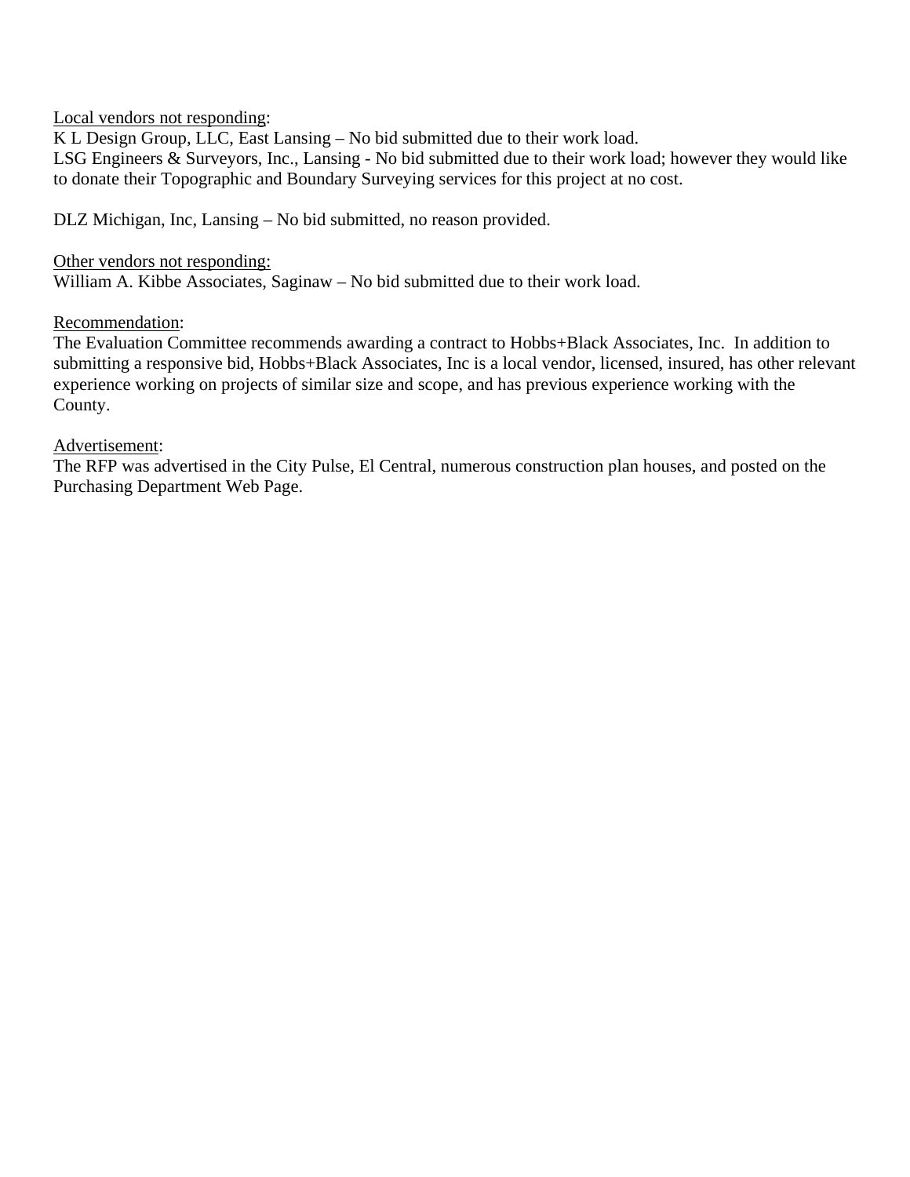Local vendors not responding:
K L Design Group, LLC, East Lansing – No bid submitted due to their work load.
LSG Engineers & Surveyors, Inc., Lansing - No bid submitted due to their work load; however they would like to donate their Topographic and Boundary Surveying services for this project at no cost.

DLZ Michigan, Inc, Lansing – No bid submitted, no reason provided.

Other vendors not responding:
William A. Kibbe Associates, Saginaw – No bid submitted due to their work load.

Recommendation:
The Evaluation Committee recommends awarding a contract to Hobbs+Black Associates, Inc. In addition to submitting a responsive bid, Hobbs+Black Associates, Inc is a local vendor, licensed, insured, has other relevant experience working on projects of similar size and scope, and has previous experience working with the County.

Advertisement:
The RFP was advertised in the City Pulse, El Central, numerous construction plan houses, and posted on the Purchasing Department Web Page.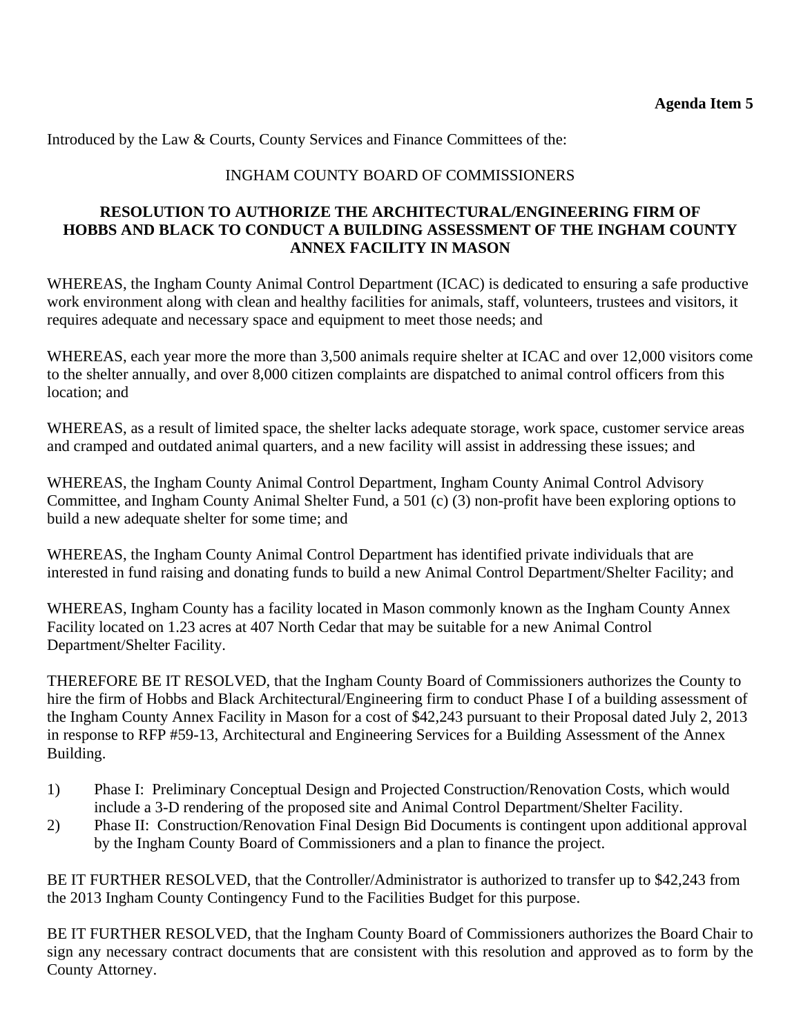**Agenda Item 5**

Introduced by the Law & Courts, County Services and Finance Committees of the:

INGHAM COUNTY BOARD OF COMMISSIONERS

**RESOLUTION TO AUTHORIZE THE ARCHITECTURAL/ENGINEERING FIRM OF HOBBS AND BLACK TO CONDUCT A BUILDING ASSESSMENT OF THE INGHAM COUNTY ANNEX FACILITY IN MASON**

WHEREAS, the Ingham County Animal Control Department (ICAC) is dedicated to ensuring a safe productive work environment along with clean and healthy facilities for animals, staff, volunteers, trustees and visitors, it requires adequate and necessary space and equipment to meet those needs; and

WHEREAS, each year more the more than 3,500 animals require shelter at ICAC and over 12,000 visitors come to the shelter annually, and over 8,000 citizen complaints are dispatched to animal control officers from this location; and

WHEREAS, as a result of limited space, the shelter lacks adequate storage, work space, customer service areas and cramped and outdated animal quarters, and a new facility will assist in addressing these issues; and

WHEREAS, the Ingham County Animal Control Department, Ingham County Animal Control Advisory Committee, and Ingham County Animal Shelter Fund, a 501 (c) (3) non-profit have been exploring options to build a new adequate shelter for some time; and

WHEREAS, the Ingham County Animal Control Department has identified private individuals that are interested in fund raising and donating funds to build a new Animal Control Department/Shelter Facility; and

WHEREAS, Ingham County has a facility located in Mason commonly known as the Ingham County Annex Facility located on 1.23 acres at 407 North Cedar that may be suitable for a new Animal Control Department/Shelter Facility.

THEREFORE BE IT RESOLVED, that the Ingham County Board of Commissioners authorizes the County to hire the firm of Hobbs and Black Architectural/Engineering firm to conduct Phase I of a building assessment of the Ingham County Annex Facility in Mason for a cost of $42,243 pursuant to their Proposal dated July 2, 2013 in response to RFP #59-13, Architectural and Engineering Services for a Building Assessment of the Annex Building.

1) Phase I: Preliminary Conceptual Design and Projected Construction/Renovation Costs, which would include a 3-D rendering of the proposed site and Animal Control Department/Shelter Facility.
2) Phase II: Construction/Renovation Final Design Bid Documents is contingent upon additional approval by the Ingham County Board of Commissioners and a plan to finance the project.

BE IT FURTHER RESOLVED, that the Controller/Administrator is authorized to transfer up to $42,243 from the 2013 Ingham County Contingency Fund to the Facilities Budget for this purpose.

BE IT FURTHER RESOLVED, that the Ingham County Board of Commissioners authorizes the Board Chair to sign any necessary contract documents that are consistent with this resolution and approved as to form by the County Attorney.